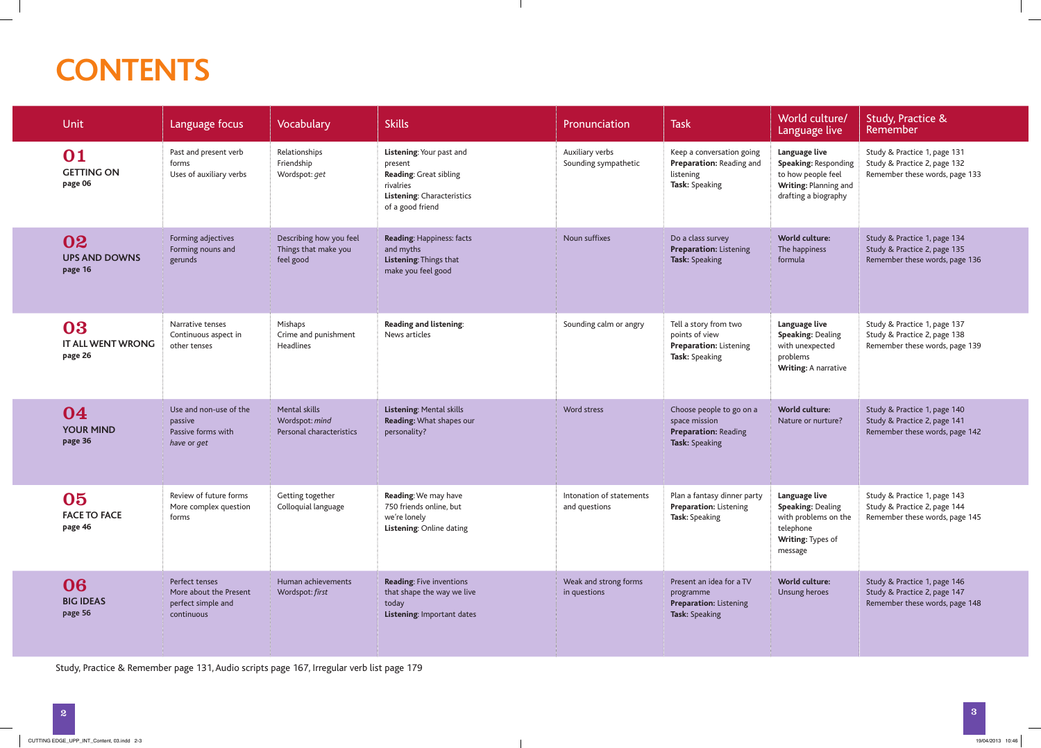# CONTENTS

| Unit | Language focus | Vocabulary | Skills | Pronunciation | Task | World culture/ Language live | Study, Practice & Remember |
|---|---|---|---|---|---|---|---|
| **01** **GETTING ON** **page 06** | Past and present verb forms<br>Uses of auxiliary verbs | Relationships<br>Friendship<br>Wordspot: *get* | **Listening**: Your past and present<br>**Reading**: Great sibling rivalries<br>**Listening**: Characteristics of a good friend | Auxiliary verbs<br>Sounding sympathetic | Keep a conversation going<br>**Preparation:** Reading and listening<br>**Task:** Speaking | **Language live**<br>**Speaking:** Responding to how people feel<br>**Writing:** Planning and drafting a biography | Study & Practice 1, page 131<br>Study & Practice 2, page 132<br>Remember these words, page 133 |
| **02** **UPS AND DOWNS** **page 16** | Forming adjectives<br>Forming nouns and gerunds | Describing how you feel<br>Things that make you feel good | **Reading**: Happiness: facts and myths<br>**Listening**: Things that make you feel good | Noun suffixes | Do a class survey<br>**Preparation:** Listening<br>**Task:** Speaking | **World culture:** The happiness formula | Study & Practice 1, page 134<br>Study & Practice 2, page 135<br>Remember these words, page 136 |
| **03** **IT ALL WENT WRONG** **page 26** | Narrative tenses<br>Continuous aspect in other tenses | Mishaps<br>Crime and punishment<br>Headlines | **Reading and listening**: News articles | Sounding calm or angry | Tell a story from two points of view<br>**Preparation:** Listening<br>**Task:** Speaking | **Language live**<br>**Speaking:** Dealing with unexpected problems<br>**Writing:** A narrative | Study & Practice 1, page 137<br>Study & Practice 2, page 138<br>Remember these words, page 139 |
| **04** **YOUR MIND** **page 36** | Use and non-use of the passive<br>Passive forms with *have* or *get* | Mental skills<br>Wordspot: *mind*<br>Personal characteristics | **Listening**: Mental skills<br>**Reading**: What shapes our personality? | Word stress | Choose people to go on a space mission<br>**Preparation:** Reading<br>**Task:** Speaking | **World culture:** Nature or nurture? | Study & Practice 1, page 140<br>Study & Practice 2, page 141<br>Remember these words, page 142 |
| **05** **FACE TO FACE** **page 46** | Review of future forms<br>More complex question forms | Getting together<br>Colloquial language | **Reading**: We may have 750 friends online, but we're lonely<br>**Listening**: Online dating | Intonation of statements and questions | Plan a fantasy dinner party<br>**Preparation:** Listening<br>**Task:** Speaking | **Language live**<br>**Speaking:** Dealing with problems on the telephone<br>**Writing:** Types of message | Study & Practice 1, page 143<br>Study & Practice 2, page 144<br>Remember these words, page 145 |
| **06** **BIG IDEAS** **page 56** | Perfect tenses<br>More about the Present perfect simple and continuous | Human achievements<br>Wordspot: *first* | **Reading**: Five inventions that shape the way we live today<br>**Listening**: Important dates | Weak and strong forms in questions | Present an idea for a TV programme<br>**Preparation:** Listening<br>**Task:** Speaking | **World culture:** Unsung heroes | Study & Practice 1, page 146<br>Study & Practice 2, page 147<br>Remember these words, page 148 |

Study, Practice & Remember page 131, Audio scripts page 167, Irregular verb list page 179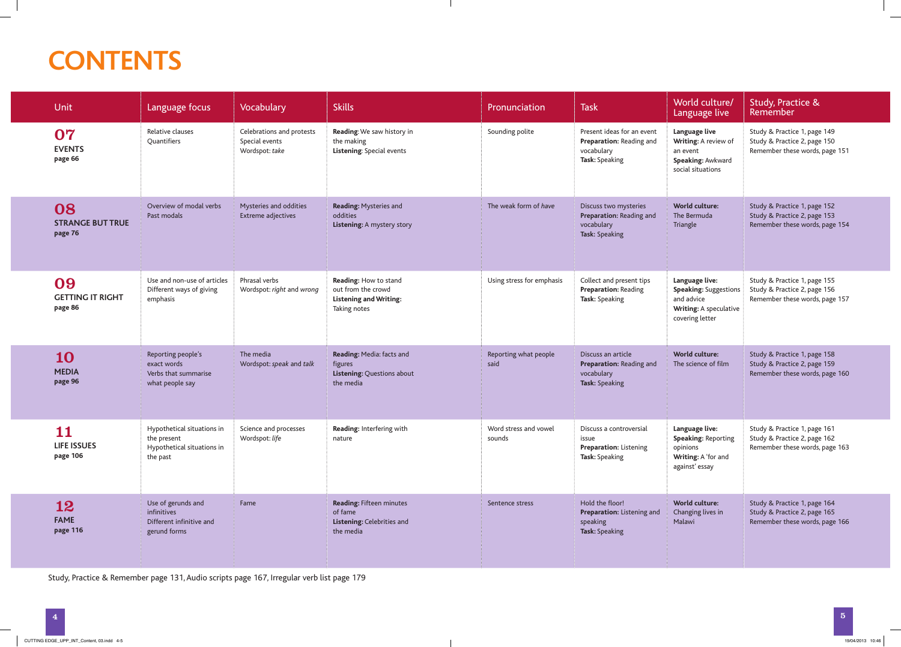# CONTENTS

| Unit | Language focus | Vocabulary | Skills | Pronunciation | Task | World culture/ Language live | Study, Practice & Remember |
|---|---|---|---|---|---|---|---|
| **07** **EVENTS** **page 66** | Relative clauses<br>Quantifiers | Celebrations and protests<br>Special events<br>Wordspot: *take* | **Reading**: We saw history in the making<br>**Listening**: Special events | Sounding polite | Present ideas for an event<br>**Preparation:** Reading and vocabulary<br>**Task:** Speaking | **Language live**<br>**Writing:** A review of an event<br>**Speaking:** Awkward social situations | Study & Practice 1, page 149<br>Study & Practice 2, page 150<br>Remember these words, page 151 |
| **08** **STRANGE BUT TRUE** **page 76** | Overview of modal verbs<br>Past modals | Mysteries and oddities<br>Extreme adjectives | **Reading:** Mysteries and oddities<br>**Listening:** A mystery story | The weak form of *have* | Discuss two mysteries<br>**Preparation:** Reading and vocabulary<br>**Task:** Speaking | **World culture:**<br>The Bermuda Triangle | Study & Practice 1, page 152<br>Study & Practice 2, page 153<br>Remember these words, page 154 |
| **09** **GETTING IT RIGHT** **page 86** | Use and non-use of articles<br>Different ways of giving emphasis | Phrasal verbs<br>Wordspot: *right* and *wrong* | **Reading:** How to stand out from the crowd<br>**Listening and Writing:** Taking notes | Using stress for emphasis | Collect and present tips<br>**Preparation:** Reading<br>**Task:** Speaking | **Language live:**<br>**Speaking:** Suggestions and advice<br>**Writing:** A speculative covering letter | Study & Practice 1, page 155<br>Study & Practice 2, page 156<br>Remember these words, page 157 |
| **10** **MEDIA** **page 96** | Reporting people's exact words<br>Verbs that summarise what people say | The media<br>Wordspot: *speak* and *talk* | **Reading:** Media: facts and figures<br>**Listening:** Questions about the media | Reporting what people said | Discuss an article<br>**Preparation:** Reading and vocabulary<br>**Task:** Speaking | **World culture:**<br>The science of film | Study & Practice 1, page 158<br>Study & Practice 2, page 159<br>Remember these words, page 160 |
| **11** **LIFE ISSUES** **page 106** | Hypothetical situations in the present<br>Hypothetical situations in the past | Science and processes<br>Wordspot: *life* | **Reading:** Interfering with nature | Word stress and vowel sounds | Discuss a controversial issue<br>**Preparation:** Listening<br>**Task:** Speaking | **Language live:**<br>**Speaking:** Reporting opinions<br>**Writing:** A 'for and against' essay | Study & Practice 1, page 161<br>Study & Practice 2, page 162<br>Remember these words, page 163 |
| **12** **FAME** **page 116** | Use of gerunds and infinitives<br>Different infinitive and gerund forms | Fame | **Reading:** Fifteen minutes of fame<br>**Listening:** Celebrities and the media | Sentence stress | Hold the floor!<br>**Preparation:** Listening and speaking<br>**Task:** Speaking | **World culture:**<br>Changing lives in Malawi | Study & Practice 1, page 164<br>Study & Practice 2, page 165<br>Remember these words, page 166 |

Study, Practice & Remember page 131, Audio scripts page 167, Irregular verb list page 179